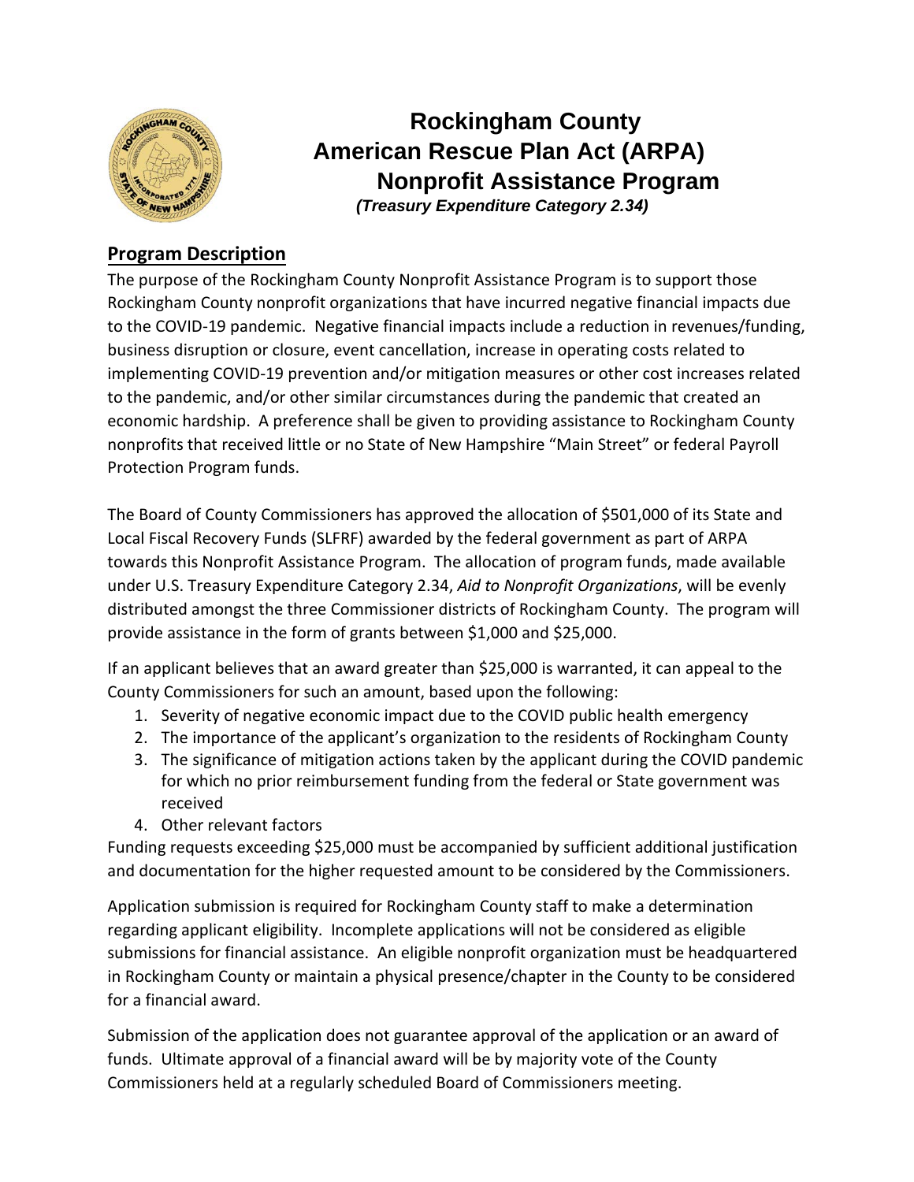# Rockingham County American Rescue Plan Act (ARPA) Nonprofit Assistance Program

***(Treasury Expenditure Category 2.34)***

## Program Description

The purpose of the Rockingham County Nonprofit Assistance Program is to support those Rockingham County nonprofit organizations that have incurred negative financial impacts due to the COVID-19 pandemic. Negative financial impacts include a reduction in revenues/funding, business disruption or closure, event cancellation, increase in operating costs related to implementing COVID-19 prevention and/or mitigation measures or other cost increases related to the pandemic, and/or other similar circumstances during the pandemic that created an economic hardship. A preference shall be given to providing assistance to Rockingham County nonprofits that received little or no State of New Hampshire "Main Street" or federal Payroll Protection Program funds.

The Board of County Commissioners has approved the allocation of $501,000 of its State and Local Fiscal Recovery Funds (SLFRF) awarded by the federal government as part of ARPA towards this Nonprofit Assistance Program. The allocation of program funds, made available under U.S. Treasury Expenditure Category 2.34, *Aid to Nonprofit Organizations*, will be evenly distributed amongst the three Commissioner districts of Rockingham County. The program will provide assistance in the form of grants between $1,000 and $25,000.

If an applicant believes that an award greater than $25,000 is warranted, it can appeal to the County Commissioners for such an amount, based upon the following:

1. Severity of negative economic impact due to the COVID public health emergency
2. The importance of the applicant's organization to the residents of Rockingham County
3. The significance of mitigation actions taken by the applicant during the COVID pandemic for which no prior reimbursement funding from the federal or State government was received
4. Other relevant factors

Funding requests exceeding $25,000 must be accompanied by sufficient additional justification and documentation for the higher requested amount to be considered by the Commissioners.

Application submission is required for Rockingham County staff to make a determination regarding applicant eligibility. Incomplete applications will not be considered as eligible submissions for financial assistance. An eligible nonprofit organization must be headquartered in Rockingham County or maintain a physical presence/chapter in the County to be considered for a financial award.

Submission of the application does not guarantee approval of the application or an award of funds. Ultimate approval of a financial award will be by majority vote of the County Commissioners held at a regularly scheduled Board of Commissioners meeting.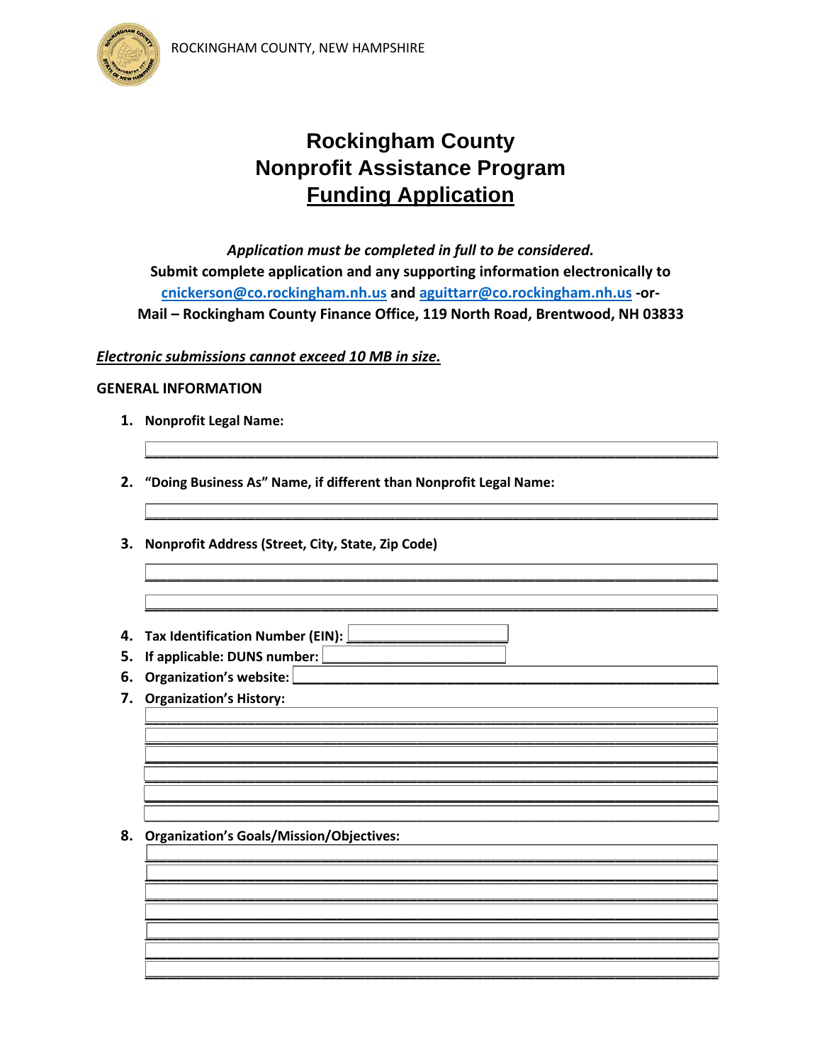# Rockingham County
# Nonprofit Assistance Program
# Funding Application

*Application must be completed in full to be considered.*

**Submit complete application and any supporting information electronically to cnickerson@co.rockingham.nh.us and aguittarr@co.rockingham.nh.us -or- Mail – Rockingham County Finance Office, 119 North Road, Brentwood, NH 03833**

***Electronic submissions cannot exceed 10 MB in size.***

**GENERAL INFORMATION**

1. **Nonprofit Legal Name:**

   ______________________________________________________________

2. **"Doing Business As" Name, if different than Nonprofit Legal Name:**

   ______________________________________________________________

3. **Nonprofit Address (Street, City, State, Zip Code)**

   ______________________________________________________________

   ______________________________________________________________

4. **Tax Identification Number (EIN):** ____________________
5. **If applicable: DUNS number:** ____________________
6. **Organization's website:** ______________________________________________
7. **Organization's History:**

   ______________________________________________________________

   ______________________________________________________________

   ______________________________________________________________

   ______________________________________________________________

   ______________________________________________________________

   ______________________________________________________________

8. **Organization's Goals/Mission/Objectives:**

   ______________________________________________________________

   ______________________________________________________________

   ______________________________________________________________

   ______________________________________________________________

   ______________________________________________________________

   ______________________________________________________________

   ______________________________________________________________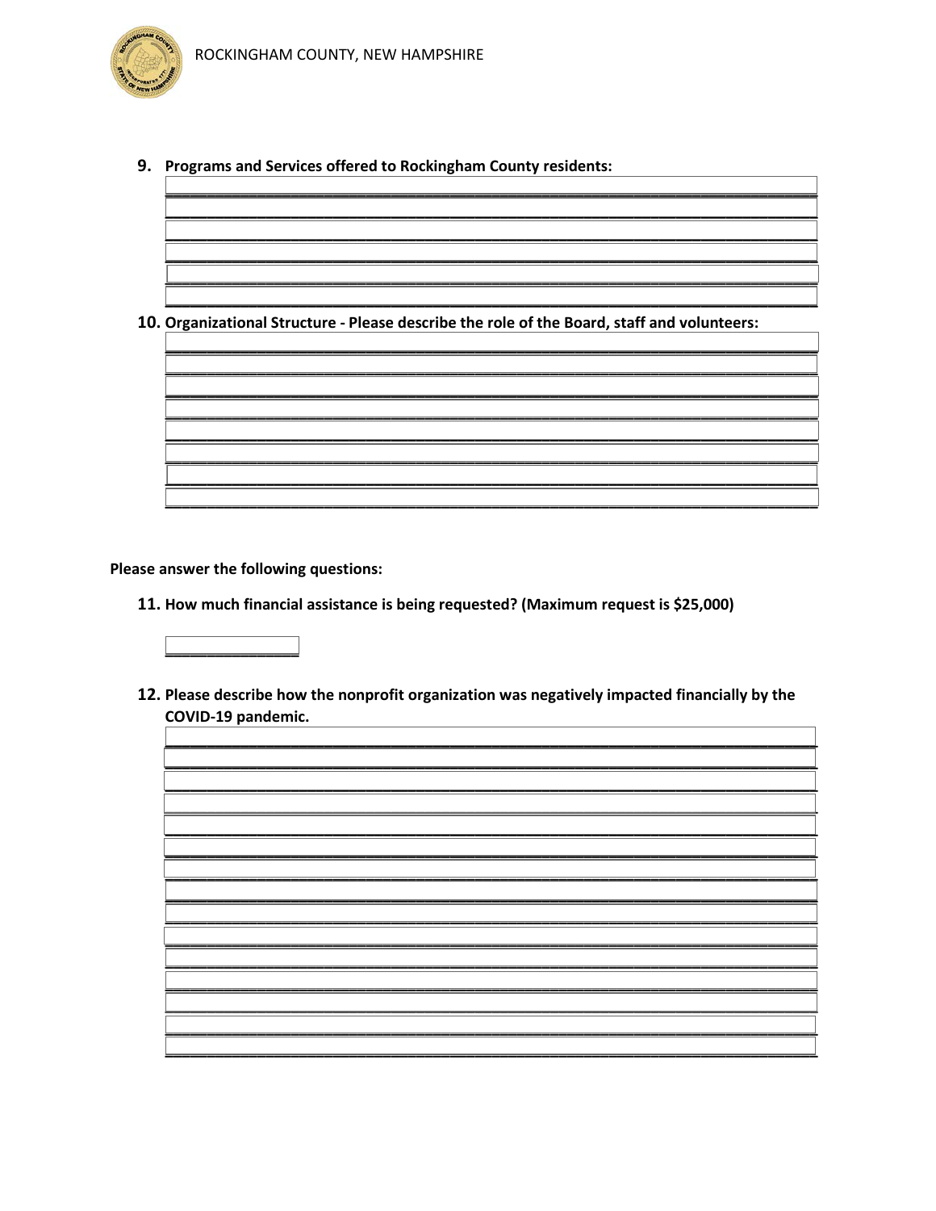9. **Programs and Services offered to Rockingham County residents:**

_______________________________________________________________________________

_______________________________________________________________________________

_______________________________________________________________________________

_______________________________________________________________________________

_______________________________________________________________________________

_______________________________________________________________________________

10. **Organizational Structure - Please describe the role of the Board, staff and volunteers:**

_______________________________________________________________________________

_______________________________________________________________________________

_______________________________________________________________________________

_______________________________________________________________________________

_______________________________________________________________________________

_______________________________________________________________________________

_______________________________________________________________________________

_______________________________________________________________________________

**Please answer the following questions:**

11. **How much financial assistance is being requested? (Maximum request is $25,000)**

_______________

12. **Please describe how the nonprofit organization was negatively impacted financially by the COVID-19 pandemic.**

_______________________________________________________________________________

_______________________________________________________________________________

_______________________________________________________________________________

_______________________________________________________________________________

_______________________________________________________________________________

_______________________________________________________________________________

_______________________________________________________________________________

_______________________________________________________________________________

_______________________________________________________________________________

_______________________________________________________________________________

_______________________________________________________________________________

_______________________________________________________________________________

_______________________________________________________________________________

_______________________________________________________________________________

_______________________________________________________________________________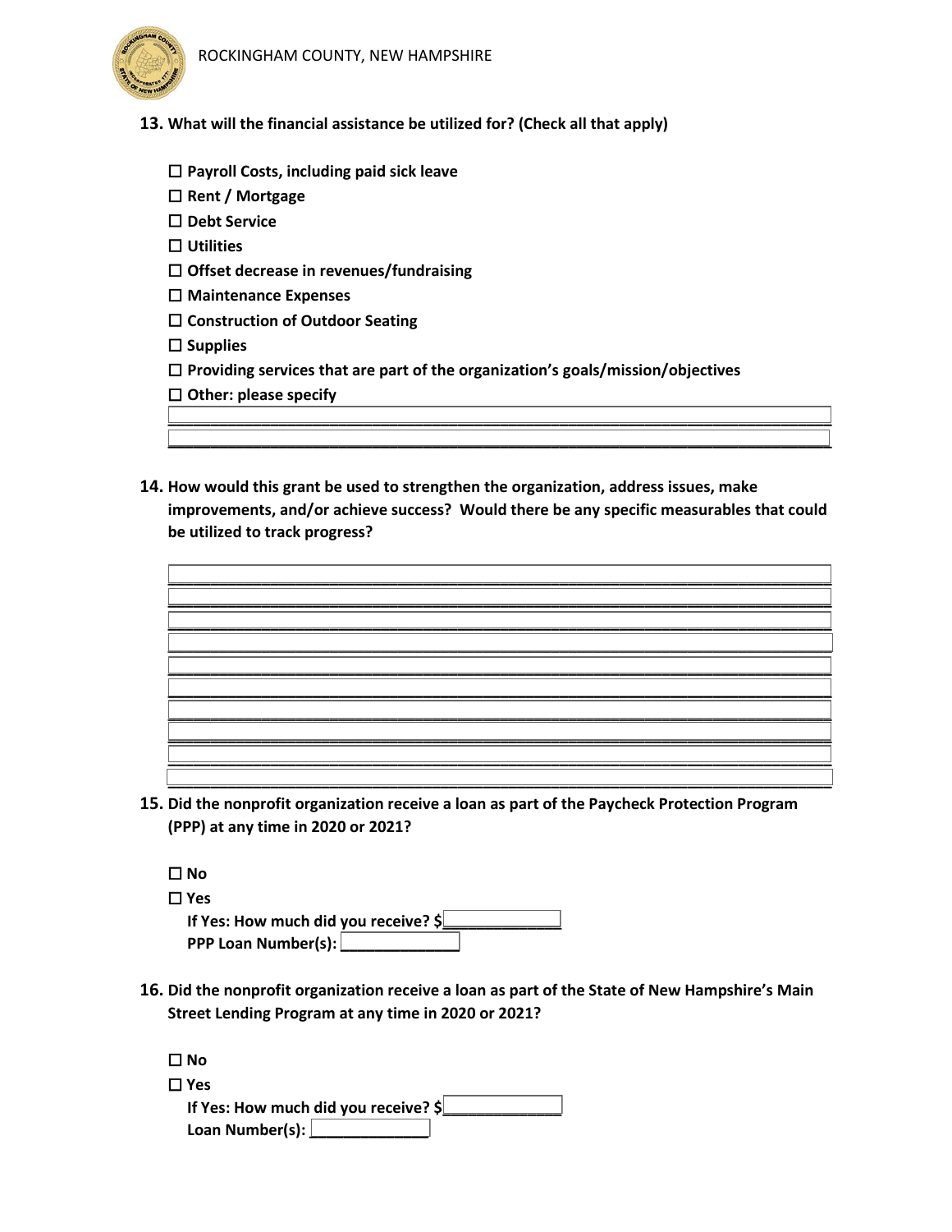**13. What will the financial assistance be utilized for? (Check all that apply)**

☐ **Payroll Costs, including paid sick leave**
☐ **Rent / Mortgage**
☐ **Debt Service**
☐ **Utilities**
☐ **Offset decrease in revenues/fundraising**
☐ **Maintenance Expenses**
☐ **Construction of Outdoor Seating**
☐ **Supplies**
☐ **Providing services that are part of the organization's goals/mission/objectives**
☐ **Other: please specify**

________________________________________________________________________
________________________________________________________________________

**14. How would this grant be used to strengthen the organization, address issues, make improvements, and/or achieve success? Would there be any specific measurables that could be utilized to track progress?**

________________________________________________________________________
________________________________________________________________________
________________________________________________________________________
________________________________________________________________________
________________________________________________________________________
________________________________________________________________________
________________________________________________________________________
________________________________________________________________________
________________________________________________________________________
________________________________________________________________________

**15. Did the nonprofit organization receive a loan as part of the Paycheck Protection Program (PPP) at any time in 2020 or 2021?**

☐ **No**
☐ **Yes**
**If Yes: How much did you receive? $**______________
**PPP Loan Number(s):** ______________

**16. Did the nonprofit organization receive a loan as part of the State of New Hampshire's Main Street Lending Program at any time in 2020 or 2021?**

☐ **No**
☐ **Yes**
**If Yes: How much did you receive? $**______________
**Loan Number(s):** ______________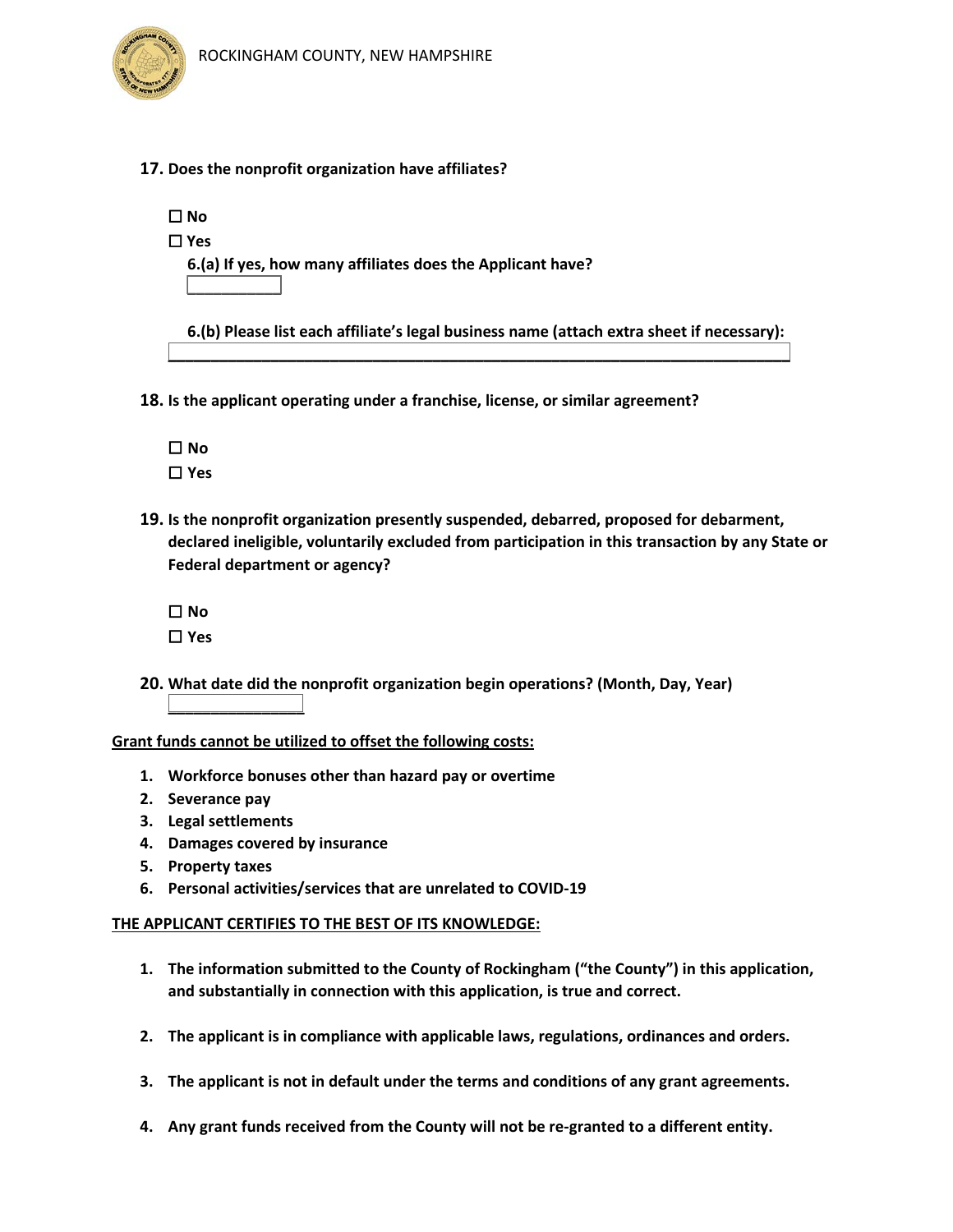**17. Does the nonprofit organization have affiliates?**

☐ **No**

☐ **Yes**

**6.(a) If yes, how many affiliates does the Applicant have?**

____________

**6.(b) Please list each affiliate's legal business name (attach extra sheet if necessary):**

________________________________________________________________________

**18. Is the applicant operating under a franchise, license, or similar agreement?**

☐ **No**

☐ **Yes**

**19. Is the nonprofit organization presently suspended, debarred, proposed for debarment, declared ineligible, voluntarily excluded from participation in this transaction by any State or Federal department or agency?**

☐ **No**

☐ **Yes**

**20. What date did the nonprofit organization begin operations? (Month, Day, Year)**

________________

**Grant funds cannot be utilized to offset the following costs:**

1. **Workforce bonuses other than hazard pay or overtime**
2. **Severance pay**
3. **Legal settlements**
4. **Damages covered by insurance**
5. **Property taxes**
6. **Personal activities/services that are unrelated to COVID-19**

**THE APPLICANT CERTIFIES TO THE BEST OF ITS KNOWLEDGE:**

1. **The information submitted to the County of Rockingham ("the County") in this application, and substantially in connection with this application, is true and correct.**

2. **The applicant is in compliance with applicable laws, regulations, ordinances and orders.**

3. **The applicant is not in default under the terms and conditions of any grant agreements.**

4. **Any grant funds received from the County will not be re-granted to a different entity.**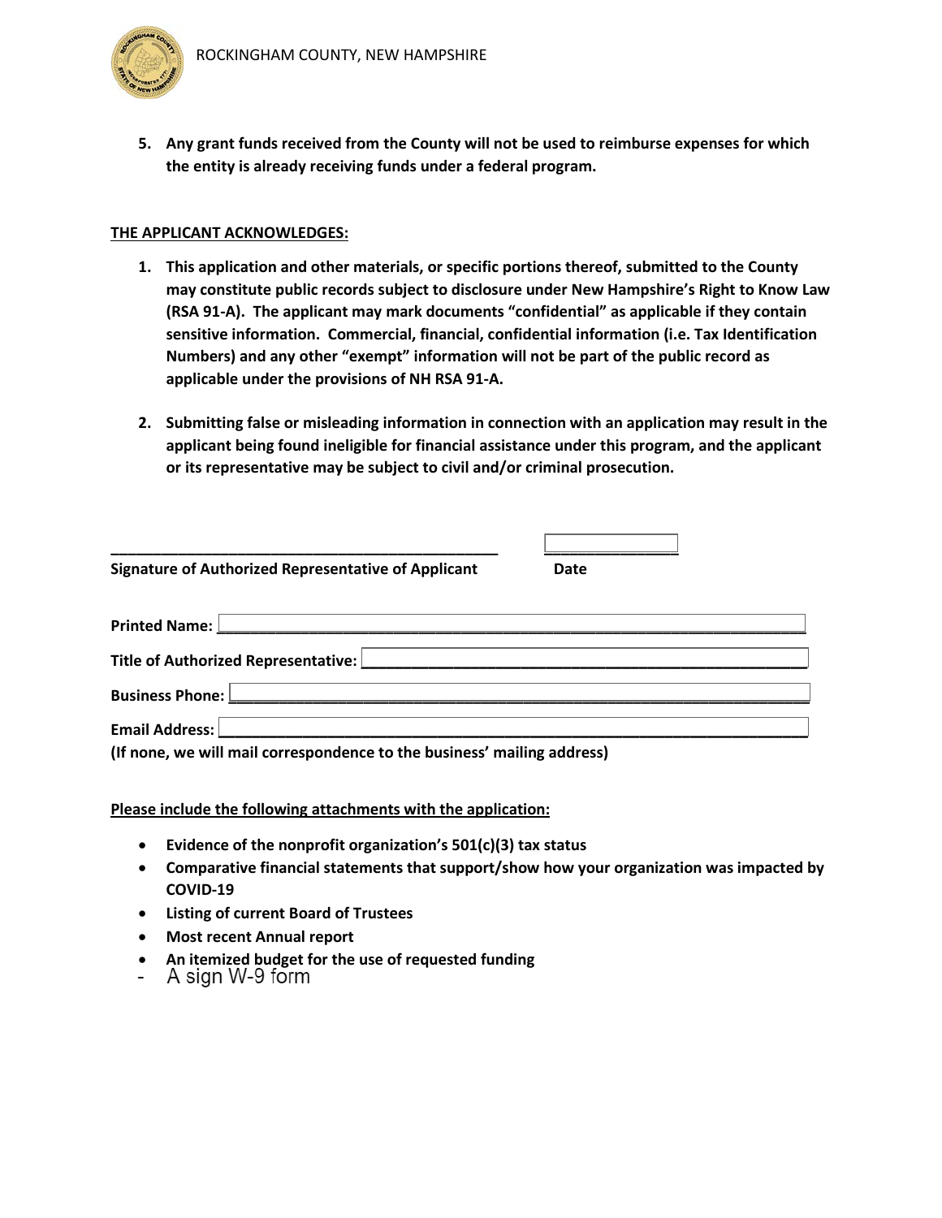5. **Any grant funds received from the County will not be used to reimburse expenses for which the entity is already receiving funds under a federal program.**

**THE APPLICANT ACKNOWLEDGES:**

1. **This application and other materials, or specific portions thereof, submitted to the County may constitute public records subject to disclosure under New Hampshire's Right to Know Law (RSA 91-A). The applicant may mark documents "confidential" as applicable if they contain sensitive information. Commercial, financial, confidential information (i.e. Tax Identification Numbers) and any other "exempt" information will not be part of the public record as applicable under the provisions of NH RSA 91-A.**

2. **Submitting false or misleading information in connection with an application may result in the applicant being found ineligible for financial assistance under this program, and the applicant or its representative may be subject to civil and/or criminal prosecution.**

_______________________________________________ ______________

**Signature of Authorized Representative of Applicant** **Date**

**Printed Name:** ____________________________________________________________

**Title of Authorized Representative:** ____________________________________________

**Business Phone:** __________________________________________________________

**Email Address:** ___________________________________________________________

**(If none, we will mail correspondence to the business' mailing address)**

**Please include the following attachments with the application:**

- **Evidence of the nonprofit organization's 501(c)(3) tax status**
- **Comparative financial statements that support/show how your organization was impacted by COVID-19**
- **Listing of current Board of Trustees**
- **Most recent Annual report**
- **An itemized budget for the use of requested funding**
- A sign W-9 form